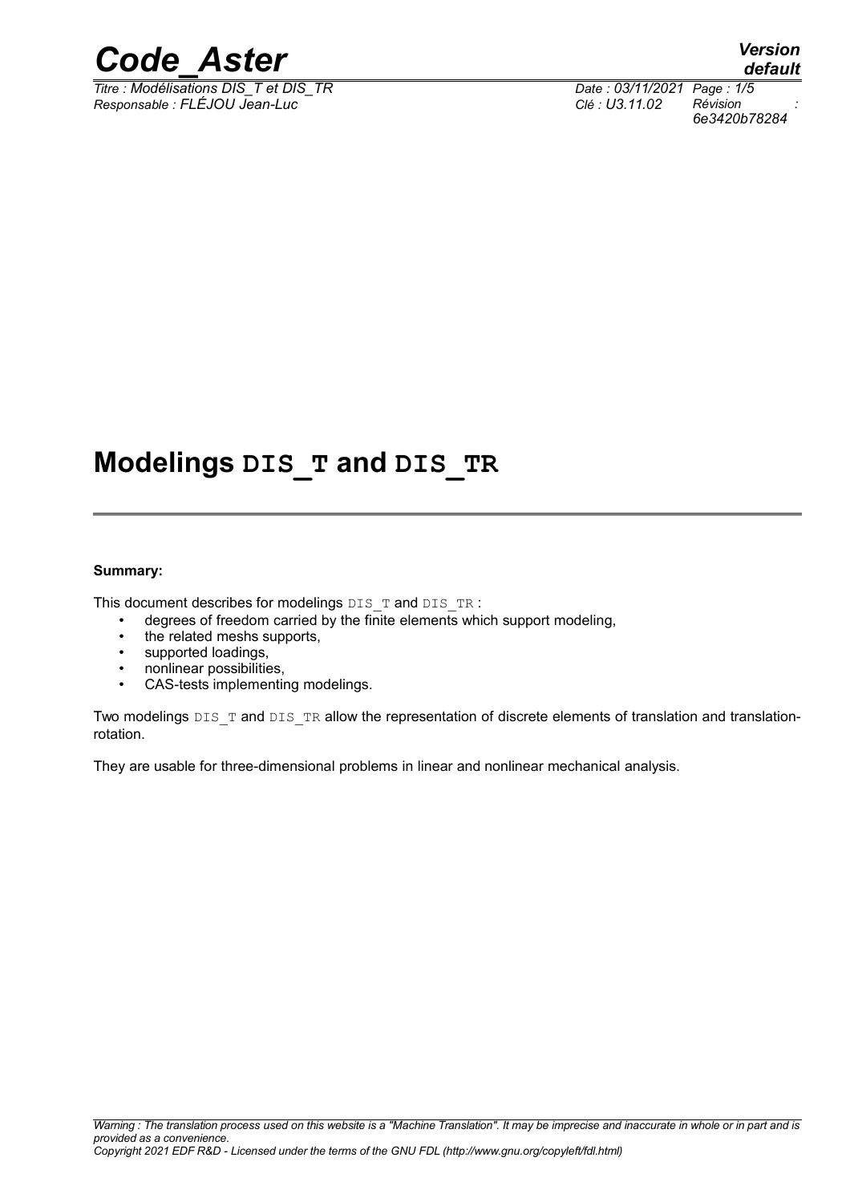# Modelings DIS_T and DIS_TR

**Summary:**

This document describes for modelings DIS_T and DIS_TR :

- degrees of freedom carried by the finite elements which support modeling,
- the related meshs supports,
- supported loadings,
- nonlinear possibilities,
- CAS-tests implementing modelings.

Two modelings DIS_T and DIS_TR allow the representation of discrete elements of translation and translation-rotation.

They are usable for three-dimensional problems in linear and nonlinear mechanical analysis.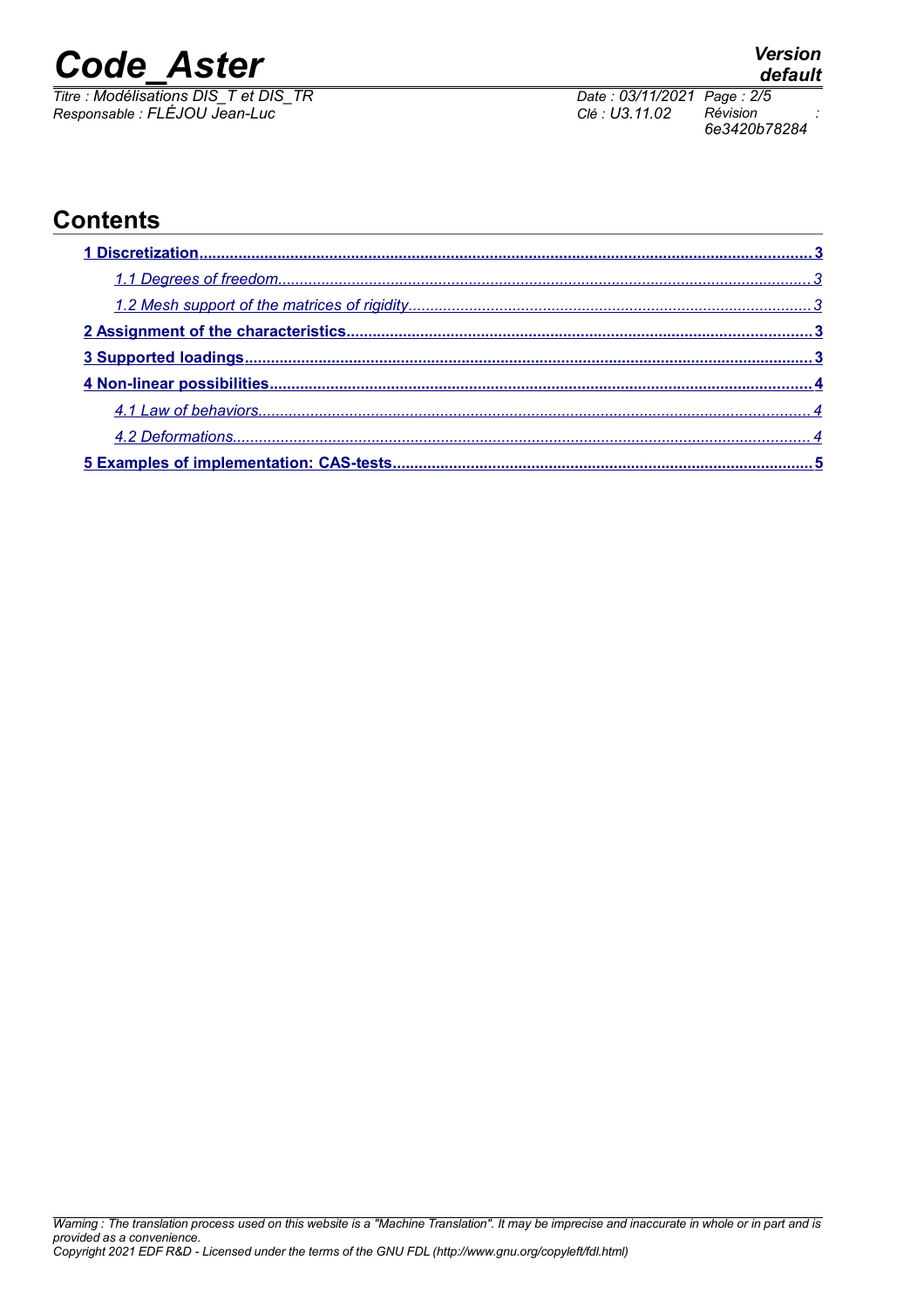## Contents

1 Discretization........................................................................................................................................3

1.1 Degrees of freedom.........................................................................................................................3

1.2 Mesh support of the matrices of rigidity............................................................................................3

2 Assignment of the characteristics...........................................................................................................3

3 Supported loadings.................................................................................................................................3

4 Non-linear possibilities............................................................................................................................4

4.1 Law of behaviors..............................................................................................................................4

4.2 Deformations....................................................................................................................................4

5 Examples of implementation: CAS-tests................................................................................................5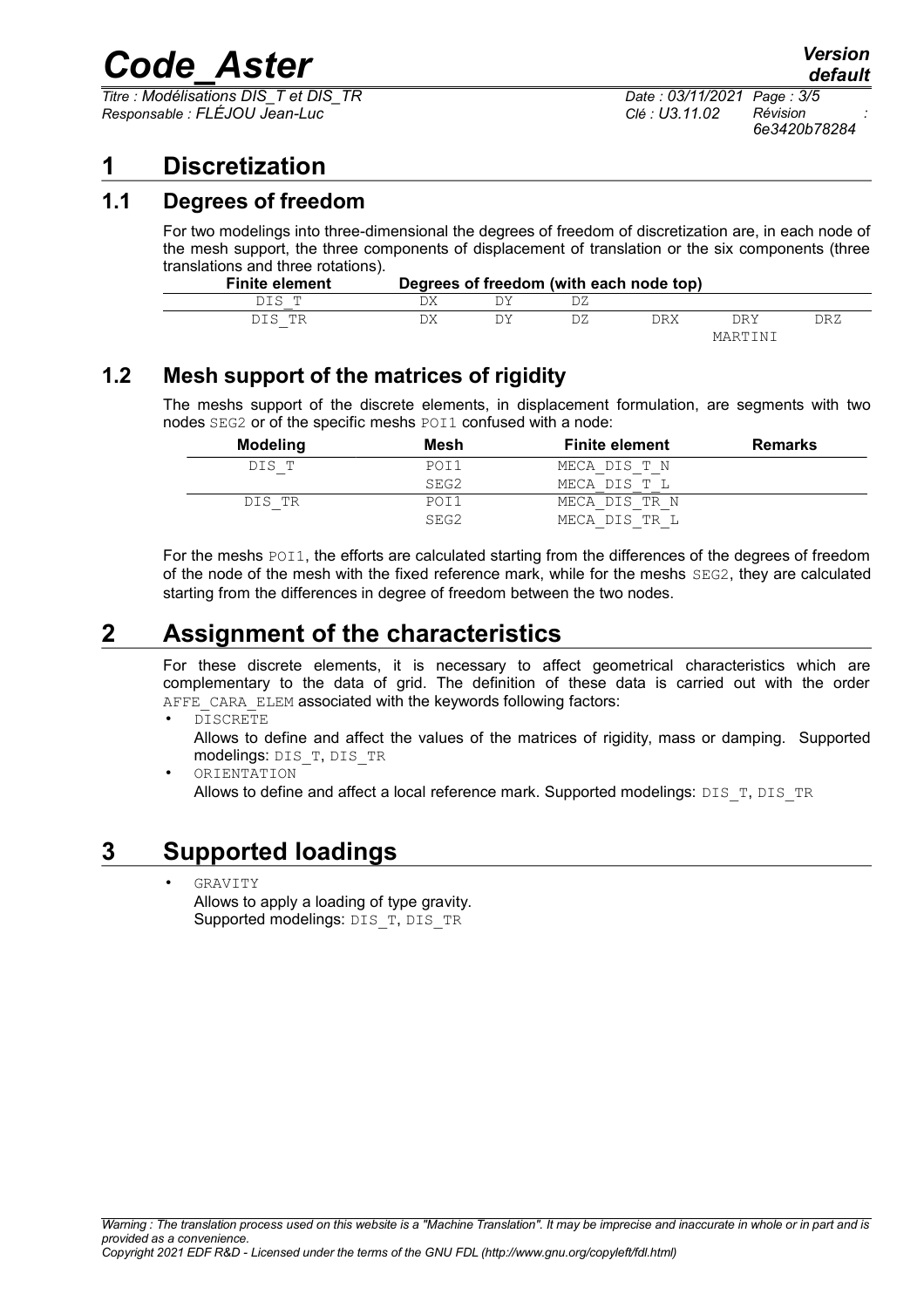# 1 Discretization

## 1.1 Degrees of freedom

For two modelings into three-dimensional the degrees of freedom of discretization are, in each node of the mesh support, the three components of displacement of translation or the six components (three translations and three rotations).

| Finite element | Degrees of freedom (with each node top) | | | | | |
|---|---|---|---|---|---|---|
| DIS_T | DX | DY | DZ | | | |
| DIS_TR | DX | DY | DZ | DRX | DRY MARTINI | DRZ |

## 1.2 Mesh support of the matrices of rigidity

The meshs support of the discrete elements, in displacement formulation, are segments with two nodes SEG2 or of the specific meshs POI1 confused with a node:

| Modeling | Mesh | Finite element | Remarks |
|---|---|---|---|
| DIS_T | POI1 | MECA_DIS_T_N | |
| | SEG2 | MECA_DIS_T_L | |
| DIS_TR | POI1 | MECA_DIS_TR_N | |
| | SEG2 | MECA_DIS_TR_L | |

For the meshs POI1, the efforts are calculated starting from the differences of the degrees of freedom of the node of the mesh with the fixed reference mark, while for the meshs SEG2, they are calculated starting from the differences in degree of freedom between the two nodes.

# 2 Assignment of the characteristics

For these discrete elements, it is necessary to affect geometrical characteristics which are complementary to the data of grid. The definition of these data is carried out with the order AFFE_CARA_ELEM associated with the keywords following factors:

- DISCRETE
  Allows to define and affect the values of the matrices of rigidity, mass or damping. Supported modelings: DIS_T, DIS_TR
- ORIENTATION
  Allows to define and affect a local reference mark. Supported modelings: DIS_T, DIS_TR

# 3 Supported loadings

- GRAVITY
  Allows to apply a loading of type gravity.
  Supported modelings: DIS_T, DIS_TR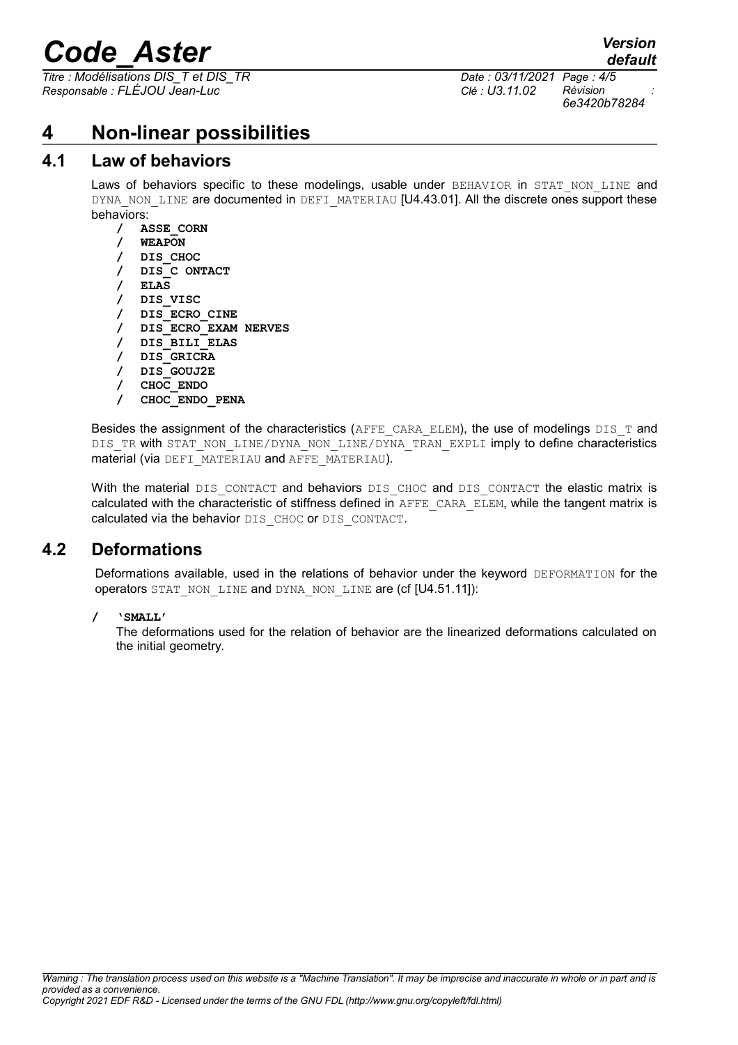# 4 Non-linear possibilities

## 4.1 Law of behaviors

Laws of behaviors specific to these modelings, usable under BEHAVIOR in STAT_NON_LINE and DYNA_NON_LINE are documented in DEFI_MATERIAU [U4.43.01]. All the discrete ones support these behaviors:

- / **ASSE_CORN**
- / **WEAPON**
- / **DIS_CHOC**
- / **DIS_C ONTACT**
- / **ELAS**
- / **DIS_VISC**
- / **DIS_ECRO_CINE**
- / **DIS_ECRO_EXAM NERVES**
- / **DIS_BILI_ELAS**
- / **DIS_GRICRA**
- / **DIS_GOUJ2E**
- / **CHOC_ENDO**
- / **CHOC_ENDO_PENA**

Besides the assignment of the characteristics (AFFE_CARA_ELEM), the use of modelings DIS_T and DIS_TR with STAT_NON_LINE/DYNA_NON_LINE/DYNA_TRAN_EXPLI imply to define characteristics material (via DEFI_MATERIAU and AFFE_MATERIAU).

With the material DIS_CONTACT and behaviors DIS_CHOC and DIS_CONTACT the elastic matrix is calculated with the characteristic of stiffness defined in AFFE_CARA_ELEM, while the tangent matrix is calculated via the behavior DIS_CHOC or DIS_CONTACT.

## 4.2 Deformations

Deformations available, used in the relations of behavior under the keyword DEFORMATION for the operators STAT_NON_LINE and DYNA_NON_LINE are (cf [U4.51.11]):

/ **'SMALL'**

The deformations used for the relation of behavior are the linearized deformations calculated on the initial geometry.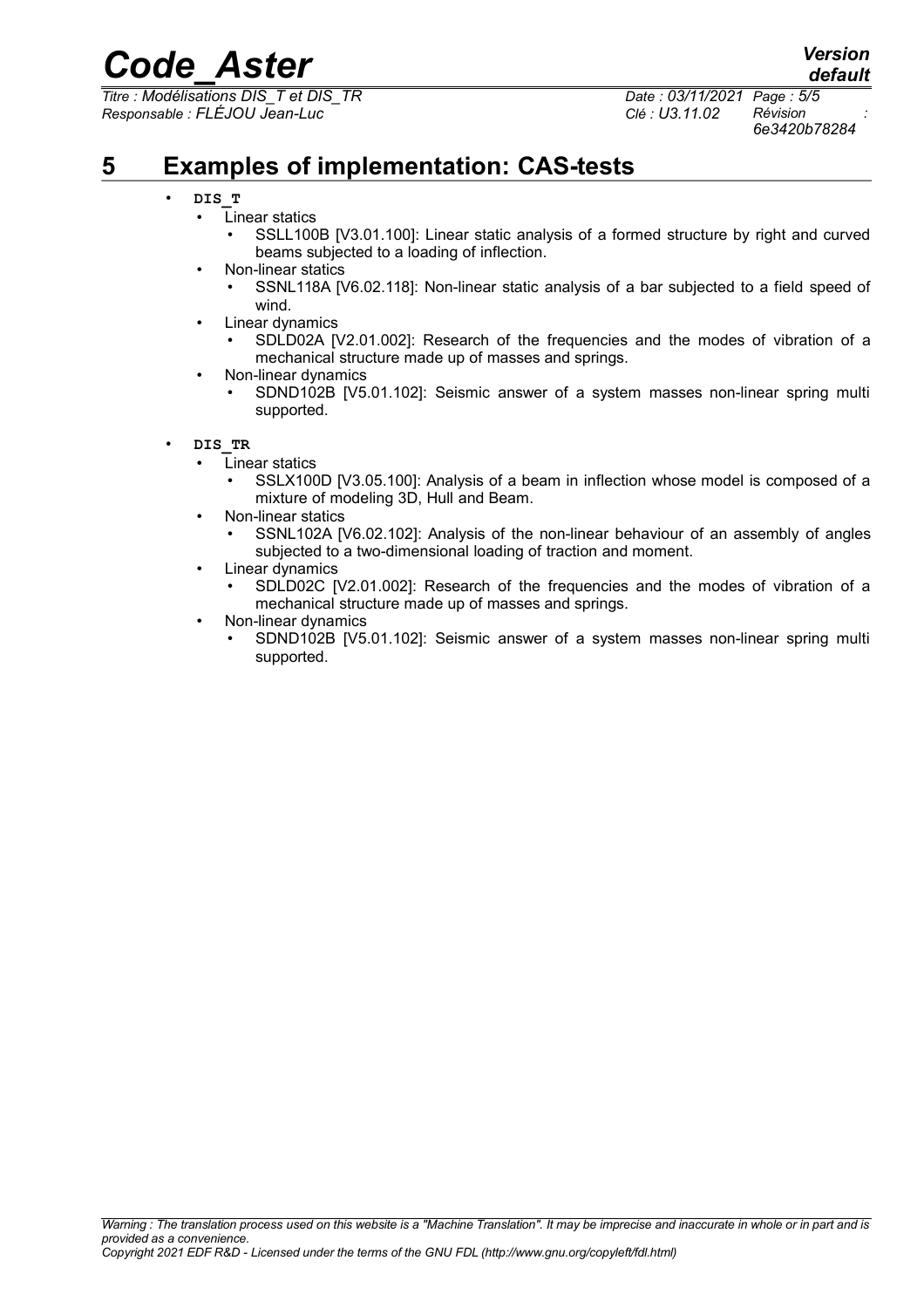# 5 Examples of implementation: CAS-tests

- **DIS_T**
  - Linear statics
    - SSLL100B [V3.01.100]: Linear static analysis of a formed structure by right and curved beams subjected to a loading of inflection.
  - Non-linear statics
    - SSNL118A [V6.02.118]: Non-linear static analysis of a bar subjected to a field speed of wind.
  - Linear dynamics
    - SDLD02A [V2.01.002]: Research of the frequencies and the modes of vibration of a mechanical structure made up of masses and springs.
  - Non-linear dynamics
    - SDND102B [V5.01.102]: Seismic answer of a system masses non-linear spring multi supported.
- **DIS_TR**
  - Linear statics
    - SSLX100D [V3.05.100]: Analysis of a beam in inflection whose model is composed of a mixture of modeling 3D, Hull and Beam.
  - Non-linear statics
    - SSNL102A [V6.02.102]: Analysis of the non-linear behaviour of an assembly of angles subjected to a two-dimensional loading of traction and moment.
  - Linear dynamics
    - SDLD02C [V2.01.002]: Research of the frequencies and the modes of vibration of a mechanical structure made up of masses and springs.
  - Non-linear dynamics
    - SDND102B [V5.01.102]: Seismic answer of a system masses non-linear spring multi supported.